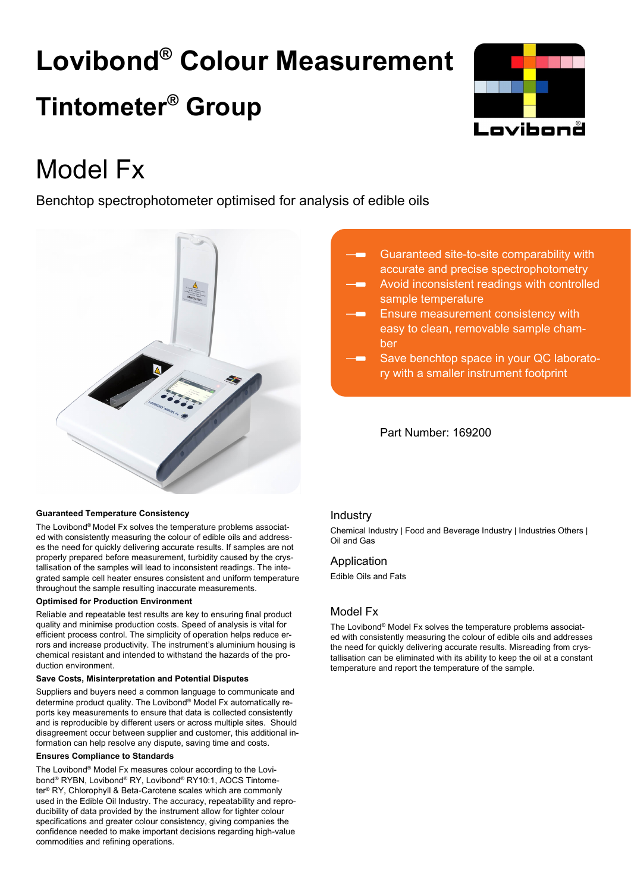# Lovibond® Colour Measurement

## Tintometer® Group

# Model Fx

Benchtop spectrophotometer optimised for analysis of edible oils

- Guaranteed site-to-site comparability with accurate and precise spectrophotometry
- Avoid inconsistent readings with controlled sample temperature
- Ensure measurement consistency with easy to clean, removable sample chamber
- Save benchtop space in your QC laboratory with a smaller instrument footprint

Part Number: 169200

### Guaranteed Temperature Consistency

The Lovibond® Model Fx solves the temperature problems associated with consistently measuring the colour of edible oils and addresses the need for quickly delivering accurate results. If samples are not properly prepared before measurement, turbidity caused by the crystallisation of the samples will lead to inconsistent readings. The integrated sample cell heater ensures consistent and uniform temperature throughout the sample resulting inaccurate measurements.

### Optimised for Production Environment

Reliable and repeatable test results are key to ensuring final product quality and minimise production costs. Speed of analysis is vital for efficient process control. The simplicity of operation helps reduce errors and increase productivity. The instrument's aluminium housing is chemical resistant and intended to withstand the hazards of the production environment.

### Save Costs, Misinterpretation and Potential Disputes

Suppliers and buyers need a common language to communicate and determine product quality. The Lovibond® Model Fx automatically reports key measurements to ensure that data is collected consistently and is reproducible by different users or across multiple sites. Should disagreement occur between supplier and customer, this additional information can help resolve any dispute, saving time and costs.

### Ensures Compliance to Standards

The Lovibond® Model Fx measures colour according to the Lovibond® RYBN, Lovibond® RY, Lovibond® RY10:1, AOCS Tintometer® RY, Chlorophyll & Beta-Carotene scales which are commonly used in the Edible Oil Industry. The accuracy, repeatability and reproducibility of data provided by the instrument allow for tighter colour specifications and greater colour consistency, giving companies the confidence needed to make important decisions regarding high-value commodities and refining operations.

## Industry

Chemical Industry | Food and Beverage Industry | Industries Others | Oil and Gas

## Application

Edible Oils and Fats

## Model Fx

The Lovibond® Model Fx solves the temperature problems associated with consistently measuring the colour of edible oils and addresses the need for quickly delivering accurate results. Misreading from crystallisation can be eliminated with its ability to keep the oil at a constant temperature and report the temperature of the sample.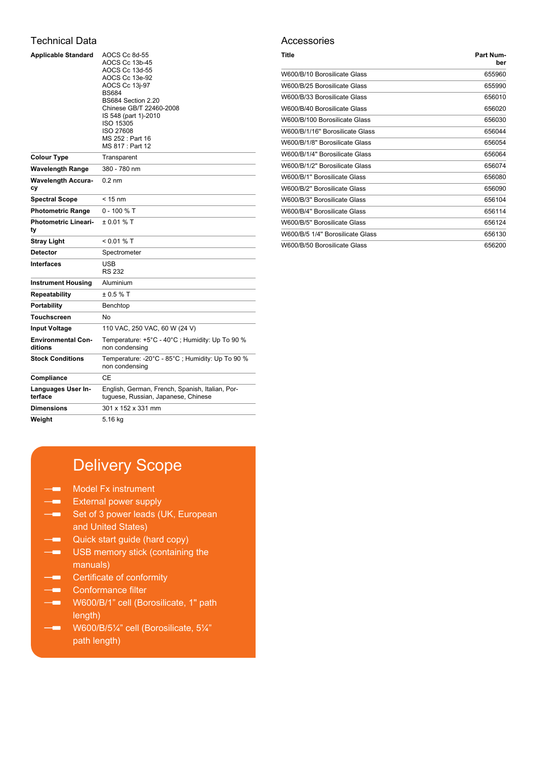## Technical Data

| | |
|---|---|
| **Applicable Standard** | AOCS Cc 8d-55<br>AOCS Cc 13b-45<br>AOCS Cc 13d-55<br>AOCS Cc 13e-92<br>AOCS Cc 13j-97<br>BS684<br>BS684 Section 2.20<br>Chinese GB/T 22460-2008<br>IS 548 (part 1)-2010<br>ISO 15305<br>ISO 27608<br>MS 252 : Part 16<br>MS 817 : Part 12 |
| **Colour Type** | Transparent |
| **Wavelength Range** | 380 - 780 nm |
| **Wavelength Accuracy** | 0.2 nm |
| **Spectral Scope** | < 15 nm |
| **Photometric Range** | 0 - 100 % T |
| **Photometric Linearity** | ± 0.01 % T |
| **Stray Light** | < 0.01 % T |
| **Detector** | Spectrometer |
| **Interfaces** | USB<br>RS 232 |
| **Instrument Housing** | Aluminium |
| **Repeatability** | ± 0.5 % T |
| **Portability** | Benchtop |
| **Touchscreen** | No |
| **Input Voltage** | 110 VAC, 250 VAC, 60 W (24 V) |
| **Environmental Conditions** | Temperature: +5°C - 40°C ; Humidity: Up To 90 % non condensing |
| **Stock Conditions** | Temperature: -20°C - 85°C ; Humidity: Up To 90 % non condensing |
| **Compliance** | CE |
| **Languages User Interface** | English, German, French, Spanish, Italian, Portuguese, Russian, Japanese, Chinese |
| **Dimensions** | 301 x 152 x 331 mm |
| **Weight** | 5.16 kg |

## Delivery Scope

- Model Fx instrument
- External power supply
- Set of 3 power leads (UK, European and United States)
- Quick start guide (hard copy)
- USB memory stick (containing the manuals)
- Certificate of conformity
- Conformance filter
- W600/B/1" cell (Borosilicate, 1" path length)
- W600/B/5¼" cell (Borosilicate, 5¼" path length)

## Accessories

| Title | Part Number |
|---|---|
| W600/B/10 Borosilicate Glass | 655960 |
| W600/B/25 Borosilicate Glass | 655990 |
| W600/B/33 Borosilicate Glass | 656010 |
| W600/B/40 Borosilicate Glass | 656020 |
| W600/B/100 Borosilicate Glass | 656030 |
| W600/B/1/16" Borosilicate Glass | 656044 |
| W600/B/1/8" Borosilicate Glass | 656054 |
| W600/B/1/4" Borosilicate Glass | 656064 |
| W600/B/1/2" Borosilicate Glass | 656074 |
| W600/B/1" Borosilicate Glass | 656080 |
| W600/B/2" Borosilicate Glass | 656090 |
| W600/B/3" Borosilicate Glass | 656104 |
| W600/B/4" Borosilicate Glass | 656114 |
| W600/B/5" Borosilicate Glass | 656124 |
| W600/B/5 1/4" Borosilicate Glass | 656130 |
| W600/B/50 Borosilicate Glass | 656200 |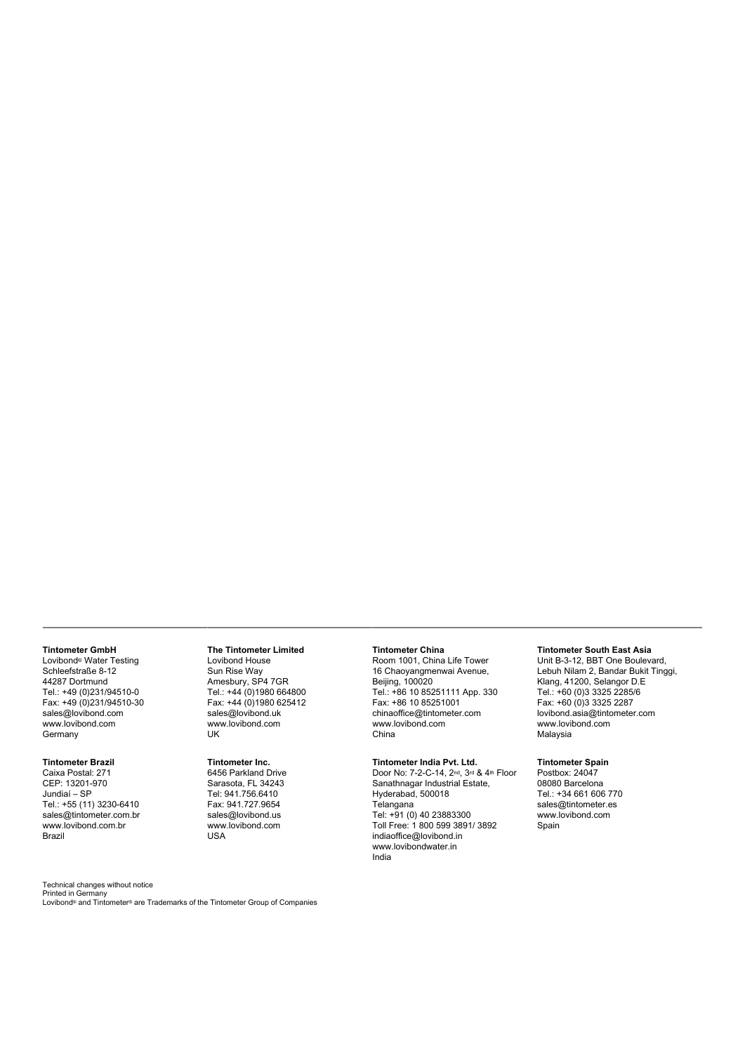**Tintometer GmbH**
Lovibond® Water Testing
Schleefstraße 8-12
44287 Dortmund
Tel.: +49 (0)231/94510-0
Fax: +49 (0)231/94510-30
sales@lovibond.com
www.lovibond.com
Germany

**The Tintometer Limited**
Lovibond House
Sun Rise Way
Amesbury, SP4 7GR
Tel.: +44 (0)1980 664800
Fax: +44 (0)1980 625412
sales@lovibond.uk
www.lovibond.com
UK

**Tintometer China**
Room 1001, China Life Tower
16 Chaoyangmenwai Avenue,
Beijing, 100020
Tel.: +86 10 85251111 App. 330
Fax: +86 10 85251001
chinaoffice@tintometer.com
www.lovibond.com
China

**Tintometer South East Asia**
Unit B-3-12, BBT One Boulevard,
Lebuh Nilam 2, Bandar Bukit Tinggi,
Klang, 41200, Selangor D.E
Tel.: +60 (0)3 3325 2285/6
Fax: +60 (0)3 3325 2287
lovibond.asia@tintometer.com
www.lovibond.com
Malaysia

**Tintometer Brazil**
Caixa Postal: 271
CEP: 13201-970
Jundiaí – SP
Tel.: +55 (11) 3230-6410
sales@tintometer.com.br
www.lovibond.com.br
Brazil

**Tintometer Inc.**
6456 Parkland Drive
Sarasota, FL 34243
Tel: 941.756.6410
Fax: 941.727.9654
sales@lovibond.us
www.lovibond.com
USA

**Tintometer India Pvt. Ltd.**
Door No: 7-2-C-14, 2nd, 3rd & 4th Floor
Sanathnagar Industrial Estate,
Hyderabad, 500018
Telangana
Tel: +91 (0) 40 23883300
Toll Free: 1 800 599 3891/ 3892
indiaoffice@lovibond.in
www.lovibondwater.in
India

**Tintometer Spain**
Postbox: 24047
08080 Barcelona
Tel.: +34 661 606 770
sales@tintometer.es
www.lovibond.com
Spain

Technical changes without notice
Printed in Germany
Lovibond® and Tintometer® are Trademarks of the Tintometer Group of Companies